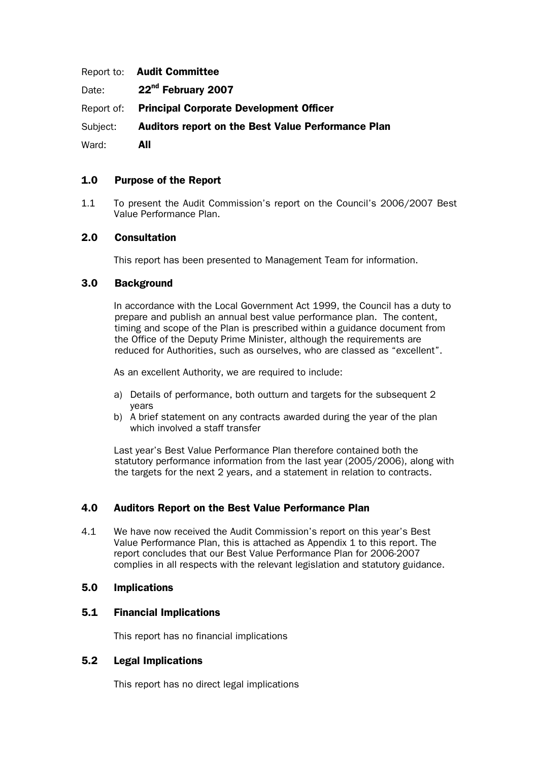Report to: **Audit Committee**

Date: **22nd February 2007**

Report of: **Principal Corporate Development Officer**

Subject: **Auditors report on the Best Value Performance Plan**

Ward: **All**

## 1.0 Purpose of the Report

1.1 To present the Audit Commission's report on the Council's 2006/2007 Best Value Performance Plan.

## 2.0 Consultation

This report has been presented to Management Team for information.

## 3.0 Background

In accordance with the Local Government Act 1999, the Council has a duty to prepare and publish an annual best value performance plan. The content, timing and scope of the Plan is prescribed within a guidance document from the Office of the Deputy Prime Minister, although the requirements are reduced for Authorities, such as ourselves, who are classed as "excellent".

As an excellent Authority, we are required to include:

a) Details of performance, both outturn and targets for the subsequent 2 years
b) A brief statement on any contracts awarded during the year of the plan which involved a staff transfer

Last year's Best Value Performance Plan therefore contained both the statutory performance information from the last year (2005/2006), along with the targets for the next 2 years, and a statement in relation to contracts.

## 4.0 Auditors Report on the Best Value Performance Plan

4.1 We have now received the Audit Commission's report on this year's Best Value Performance Plan, this is attached as Appendix 1 to this report. The report concludes that our Best Value Performance Plan for 2006-2007 complies in all respects with the relevant legislation and statutory guidance.

## 5.0 Implications

### 5.1 Financial Implications

This report has no financial implications

### 5.2 Legal Implications

This report has no direct legal implications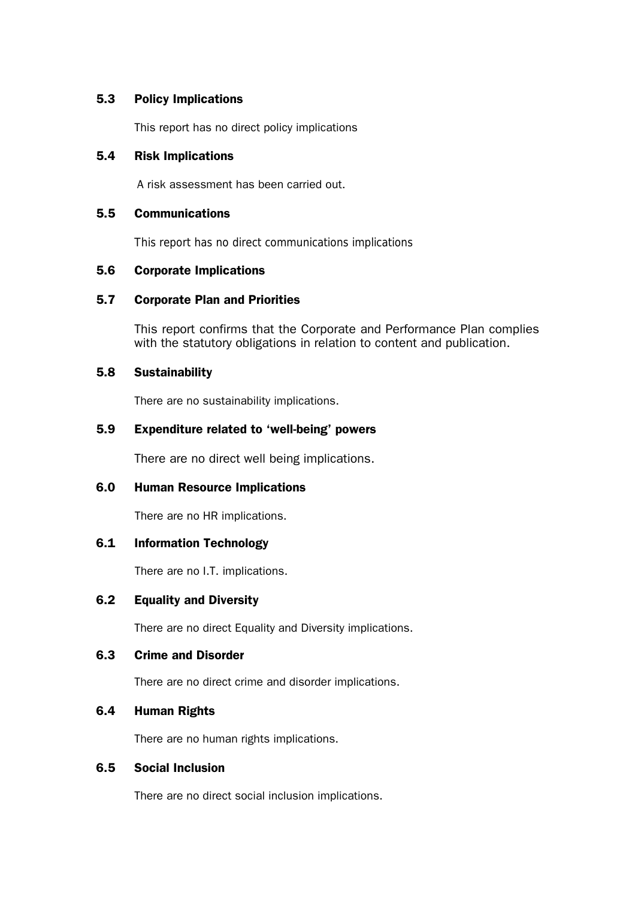### 5.3 Policy Implications

This report has no direct policy implications

### 5.4 Risk Implications

A risk assessment has been carried out.

### 5.5 Communications

This report has no direct communications implications

### 5.6 Corporate Implications

### 5.7 Corporate Plan and Priorities

This report confirms that the Corporate and Performance Plan complies with the statutory obligations in relation to content and publication.

### 5.8 Sustainability

There are no sustainability implications.

### 5.9 Expenditure related to 'well-being' powers

There are no direct well being implications.

### 6.0 Human Resource Implications

There are no HR implications.

### 6.1 Information Technology

There are no I.T. implications.

### 6.2 Equality and Diversity

There are no direct Equality and Diversity implications.

### 6.3 Crime and Disorder

There are no direct crime and disorder implications.

### 6.4 Human Rights

There are no human rights implications.

### 6.5 Social Inclusion

There are no direct social inclusion implications.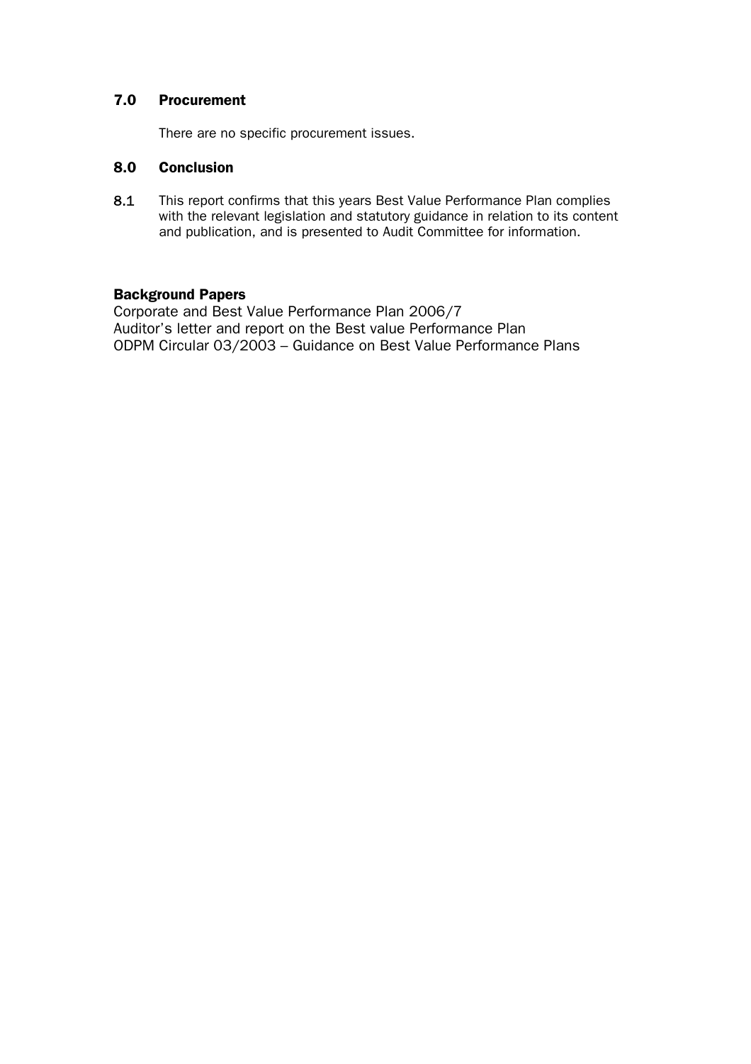## 7.0 Procurement

There are no specific procurement issues.

## 8.0 Conclusion

**8.1** This report confirms that this years Best Value Performance Plan complies with the relevant legislation and statutory guidance in relation to its content and publication, and is presented to Audit Committee for information.

## Background Papers

Corporate and Best Value Performance Plan 2006/7
Auditor's letter and report on the Best value Performance Plan
ODPM Circular 03/2003 – Guidance on Best Value Performance Plans